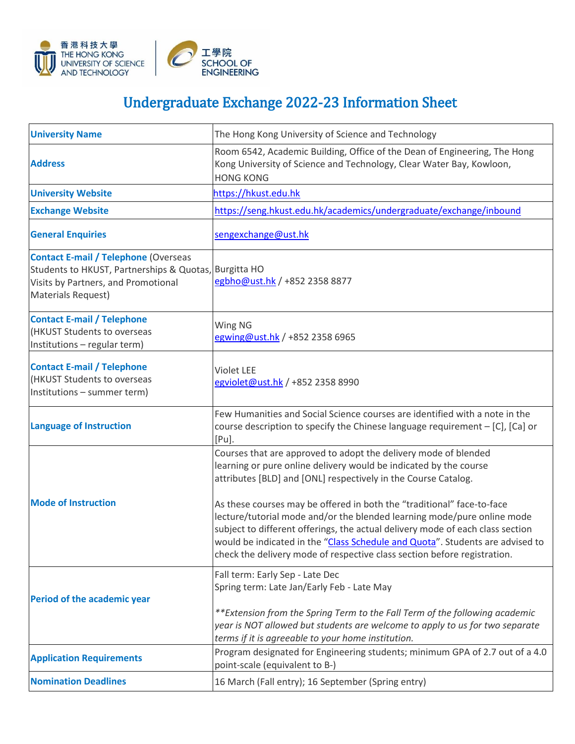# Undergraduate Exchange 2022-23 Information Sheet

| | |
|---|---|
| **University Name** | The Hong Kong University of Science and Technology |
| **Address** | Room 6542, Academic Building, Office of the Dean of Engineering, The Hong Kong University of Science and Technology, Clear Water Bay, Kowloon, HONG KONG |
| **University Website** | https://hkust.edu.hk |
| **Exchange Website** | https://seng.hkust.edu.hk/academics/undergraduate/exchange/inbound |
| **General Enquiries** | sengexchange@ust.hk |
| **Contact E-mail / Telephone** (Overseas Students to HKUST, Partnerships & Quotas, Visits by Partners, and Promotional Materials Request) | Burgitta HO<br>egbho@ust.hk / +852 2358 8877 |
| **Contact E-mail / Telephone** (HKUST Students to overseas Institutions – regular term) | Wing NG<br>egwing@ust.hk / +852 2358 6965 |
| **Contact E-mail / Telephone** (HKUST Students to overseas Institutions – summer term) | Violet LEE<br>egviolet@ust.hk / +852 2358 8990 |
| **Language of Instruction** | Few Humanities and Social Science courses are identified with a note in the course description to specify the Chinese language requirement – [C], [Ca] or [Pu]. |
| **Mode of Instruction** | Courses that are approved to adopt the delivery mode of blended learning or pure online delivery would be indicated by the course attributes [BLD] and [ONL] respectively in the Course Catalog.<br><br>As these courses may be offered in both the "traditional" face-to-face lecture/tutorial mode and/or the blended learning mode/pure online mode subject to different offerings, the actual delivery mode of each class section would be indicated in the "Class Schedule and Quota". Students are advised to check the delivery mode of respective class section before registration. |
| **Period of the academic year** | Fall term: Early Sep - Late Dec<br>Spring term: Late Jan/Early Feb - Late May<br><br>*\*\*Extension from the Spring Term to the Fall Term of the following academic year is NOT allowed but students are welcome to apply to us for two separate terms if it is agreeable to your home institution.* |
| **Application Requirements** | Program designated for Engineering students; minimum GPA of 2.7 out of a 4.0 point-scale (equivalent to B-) |
| **Nomination Deadlines** | 16 March (Fall entry); 16 September (Spring entry) |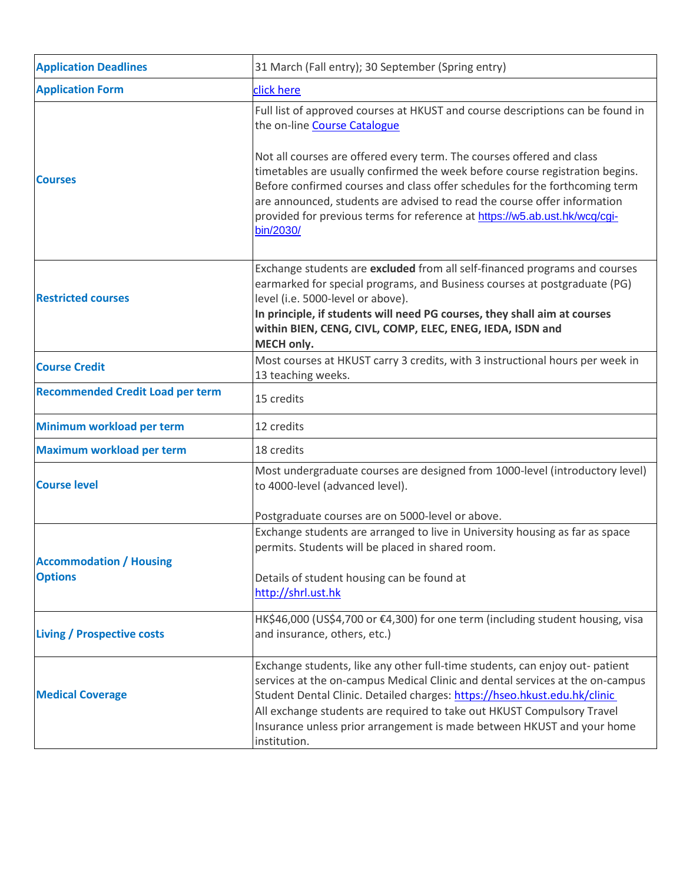| Application Deadlines | 31 March (Fall entry); 30 September (Spring entry) |
|---|---|
| Application Form | click here |
| Courses | Full list of approved courses at HKUST and course descriptions can be found in the on-line Course Catalogue<br><br>Not all courses are offered every term. The courses offered and class timetables are usually confirmed the week before course registration begins. Before confirmed courses and class offer schedules for the forthcoming term are announced, students are advised to read the course offer information provided for previous terms for reference at https://w5.ab.ust.hk/wcq/cgi-bin/2030/ |
| Restricted courses | Exchange students are **excluded** from all self-financed programs and courses earmarked for special programs, and Business courses at postgraduate (PG) level (i.e. 5000-level or above).<br>**In principle, if students will need PG courses, they shall aim at courses within BIEN, CENG, CIVL, COMP, ELEC, ENEG, IEDA, ISDN and MECH only.** |
| Course Credit | Most courses at HKUST carry 3 credits, with 3 instructional hours per week in 13 teaching weeks. |
| Recommended Credit Load per term | 15 credits |
| Minimum workload per term | 12 credits |
| Maximum workload per term | 18 credits |
| Course level | Most undergraduate courses are designed from 1000-level (introductory level) to 4000-level (advanced level).<br><br>Postgraduate courses are on 5000-level or above. |
| Accommodation / Housing Options | Exchange students are arranged to live in University housing as far as space permits. Students will be placed in shared room.<br><br>Details of student housing can be found at http://shrl.ust.hk |
| Living / Prospective costs | HK$46,000 (US$4,700 or €4,300) for one term (including student housing, visa and insurance, others, etc.) |
| Medical Coverage | Exchange students, like any other full-time students, can enjoy out- patient services at the on-campus Medical Clinic and dental services at the on-campus Student Dental Clinic. Detailed charges: https://hseo.hkust.edu.hk/clinic<br>All exchange students are required to take out HKUST Compulsory Travel Insurance unless prior arrangement is made between HKUST and your home institution. |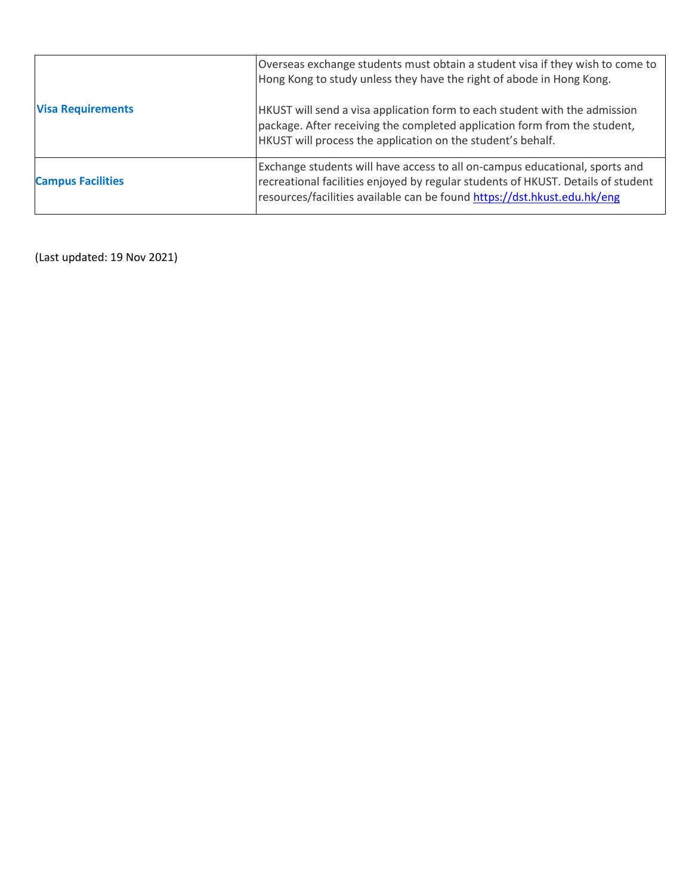| | |
|---|---|
| **Visa Requirements** | Overseas exchange students must obtain a student visa if they wish to come to Hong Kong to study unless they have the right of abode in Hong Kong.<br><br>HKUST will send a visa application form to each student with the admission package. After receiving the completed application form from the student, HKUST will process the application on the student's behalf. |
| **Campus Facilities** | Exchange students will have access to all on-campus educational, sports and recreational facilities enjoyed by regular students of HKUST. Details of student resources/facilities available can be found https://dst.hkust.edu.hk/eng |

(Last updated: 19 Nov 2021)